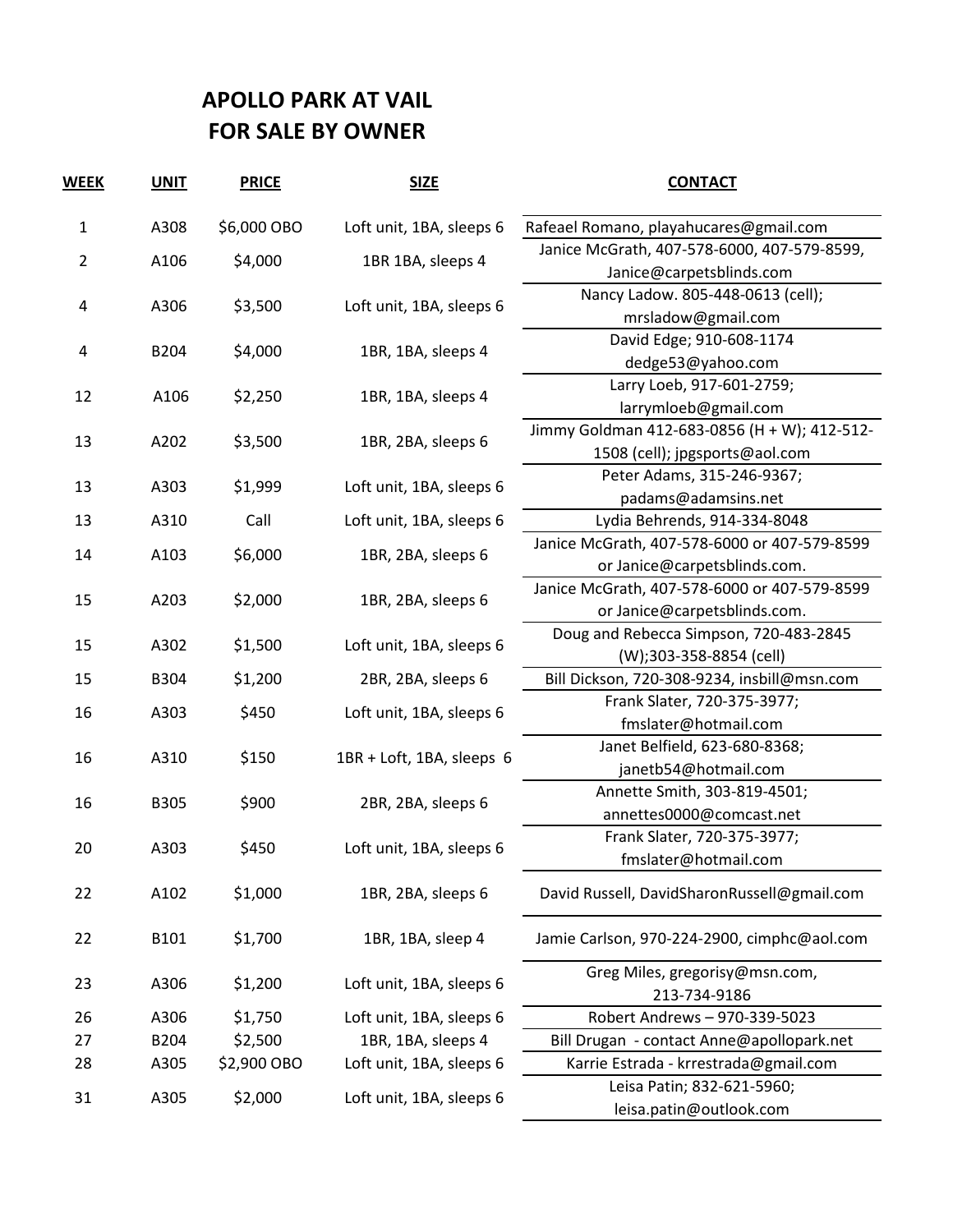# APOLLO PARK AT VAIL
# FOR SALE BY OWNER

| WEEK | UNIT | PRICE | SIZE | CONTACT |
|---|---|---|---|---|
| 1 | A308 | $6,000 OBO | Loft unit, 1BA, sleeps 6 | Rafeael Romano, playahucares@gmail.com |
| 2 | A106 | $4,000 | 1BR 1BA, sleeps 4 | Janice McGrath, 407-578-6000, 407-579-8599, Janice@carpetsblinds.com |
| 4 | A306 | $3,500 | Loft unit, 1BA, sleeps 6 | Nancy Ladow. 805-448-0613 (cell); mrsladow@gmail.com |
| 4 | B204 | $4,000 | 1BR, 1BA, sleeps 4 | David Edge; 910-608-1174 dedge53@yahoo.com |
| 12 | A106 | $2,250 | 1BR, 1BA, sleeps 4 | Larry Loeb, 917-601-2759; larrymloeb@gmail.com |
| 13 | A202 | $3,500 | 1BR, 2BA, sleeps 6 | Jimmy Goldman 412-683-0856 (H + W); 412-512-1508 (cell); jpgsports@aol.com |
| 13 | A303 | $1,999 | Loft unit, 1BA, sleeps 6 | Peter Adams, 315-246-9367; padams@adamsins.net |
| 13 | A310 | Call | Loft unit, 1BA, sleeps 6 | Lydia Behrends, 914-334-8048 |
| 14 | A103 | $6,000 | 1BR, 2BA, sleeps 6 | Janice McGrath, 407-578-6000 or 407-579-8599 or Janice@carpetsblinds.com. |
| 15 | A203 | $2,000 | 1BR, 2BA, sleeps 6 | Janice McGrath, 407-578-6000 or 407-579-8599 or Janice@carpetsblinds.com. |
| 15 | A302 | $1,500 | Loft unit, 1BA, sleeps 6 | Doug and Rebecca Simpson, 720-483-2845 (W);303-358-8854 (cell) |
| 15 | B304 | $1,200 | 2BR, 2BA, sleeps 6 | Bill Dickson, 720-308-9234, insbill@msn.com |
| 16 | A303 | $450 | Loft unit, 1BA, sleeps 6 | Frank Slater, 720-375-3977; fmslater@hotmail.com |
| 16 | A310 | $150 | 1BR + Loft, 1BA, sleeps 6 | Janet Belfield, 623-680-8368; janetb54@hotmail.com |
| 16 | B305 | $900 | 2BR, 2BA, sleeps 6 | Annette Smith, 303-819-4501; annettes0000@comcast.net |
| 20 | A303 | $450 | Loft unit, 1BA, sleeps 6 | Frank Slater, 720-375-3977; fmslater@hotmail.com |
| 22 | A102 | $1,000 | 1BR, 2BA, sleeps 6 | David Russell, DavidSharonRussell@gmail.com |
| 22 | B101 | $1,700 | 1BR, 1BA, sleep 4 | Jamie Carlson, 970-224-2900, cimphc@aol.com |
| 23 | A306 | $1,200 | Loft unit, 1BA, sleeps 6 | Greg Miles, gregorisy@msn.com, 213-734-9186 |
| 26 | A306 | $1,750 | Loft unit, 1BA, sleeps 6 | Robert Andrews – 970-339-5023 |
| 27 | B204 | $2,500 | 1BR, 1BA, sleeps 4 | Bill Drugan - contact Anne@apollopark.net |
| 28 | A305 | $2,900 OBO | Loft unit, 1BA, sleeps 6 | Karrie Estrada - krrestrada@gmail.com |
| 31 | A305 | $2,000 | Loft unit, 1BA, sleeps 6 | Leisa Patin; 832-621-5960; leisa.patin@outlook.com |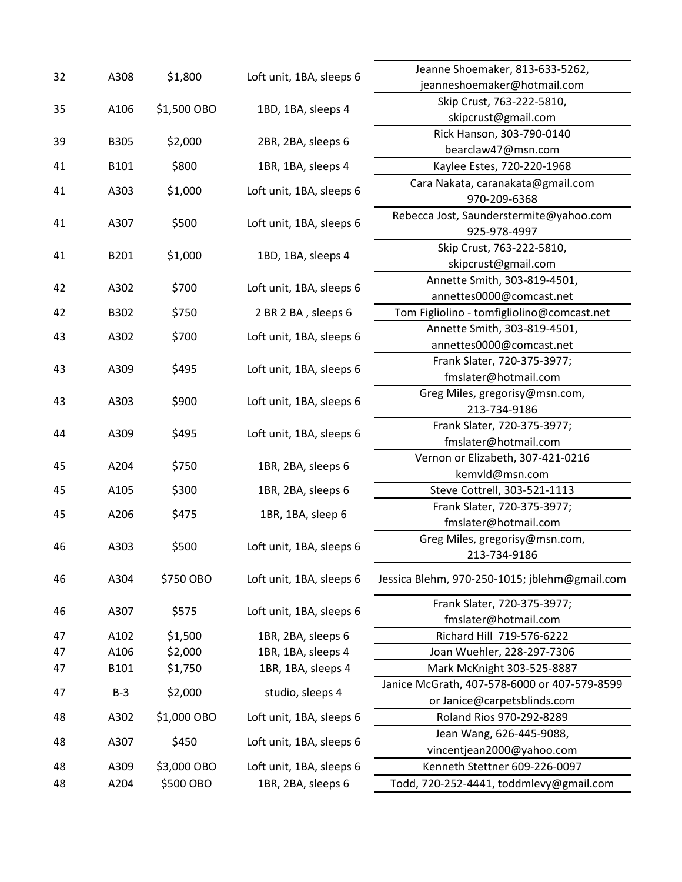| | | | | |
|---|---|---|---|---|
| 32 | A308 | $1,800 | Loft unit, 1BA, sleeps 6 | Jeanne Shoemaker, 813-633-5262, jeanneshoemaker@hotmail.com |
| 35 | A106 | $1,500 OBO | 1BD, 1BA, sleeps 4 | Skip Crust, 763-222-5810, skipcrust@gmail.com |
| 39 | B305 | $2,000 | 2BR, 2BA, sleeps 6 | Rick Hanson, 303-790-0140 bearclaw47@msn.com |
| 41 | B101 | $800 | 1BR, 1BA, sleeps 4 | Kaylee Estes, 720-220-1968 |
| 41 | A303 | $1,000 | Loft unit, 1BA, sleeps 6 | Cara Nakata, caranakata@gmail.com 970-209-6368 |
| 41 | A307 | $500 | Loft unit, 1BA, sleeps 6 | Rebecca Jost, Saunderstermite@yahoo.com 925-978-4997 |
| 41 | B201 | $1,000 | 1BD, 1BA, sleeps 4 | Skip Crust, 763-222-5810, skipcrust@gmail.com |
| 42 | A302 | $700 | Loft unit, 1BA, sleeps 6 | Annette Smith, 303-819-4501, annettes0000@comcast.net |
| 42 | B302 | $750 | 2 BR 2 BA , sleeps 6 | Tom Figliolino - tomfigliolino@comcast.net |
| 43 | A302 | $700 | Loft unit, 1BA, sleeps 6 | Annette Smith, 303-819-4501, annettes0000@comcast.net |
| 43 | A309 | $495 | Loft unit, 1BA, sleeps 6 | Frank Slater, 720-375-3977; fmslater@hotmail.com |
| 43 | A303 | $900 | Loft unit, 1BA, sleeps 6 | Greg Miles, gregorisy@msn.com, 213-734-9186 |
| 44 | A309 | $495 | Loft unit, 1BA, sleeps 6 | Frank Slater, 720-375-3977; fmslater@hotmail.com |
| 45 | A204 | $750 | 1BR, 2BA, sleeps 6 | Vernon or Elizabeth, 307-421-0216 kemvld@msn.com |
| 45 | A105 | $300 | 1BR, 2BA, sleeps 6 | Steve Cottrell, 303-521-1113 |
| 45 | A206 | $475 | 1BR, 1BA, sleep 6 | Frank Slater, 720-375-3977; fmslater@hotmail.com |
| 46 | A303 | $500 | Loft unit, 1BA, sleeps 6 | Greg Miles, gregorisy@msn.com, 213-734-9186 |
| 46 | A304 | $750 OBO | Loft unit, 1BA, sleeps 6 | Jessica Blehm, 970-250-1015; jblehm@gmail.com |
| 46 | A307 | $575 | Loft unit, 1BA, sleeps 6 | Frank Slater, 720-375-3977; fmslater@hotmail.com |
| 47 | A102 | $1,500 | 1BR, 2BA, sleeps 6 | Richard Hill 719-576-6222 |
| 47 | A106 | $2,000 | 1BR, 1BA, sleeps 4 | Joan Wuehler, 228-297-7306 |
| 47 | B101 | $1,750 | 1BR, 1BA, sleeps 4 | Mark McKnight 303-525-8887 |
| 47 | B-3 | $2,000 | studio, sleeps 4 | Janice McGrath, 407-578-6000 or 407-579-8599 or Janice@carpetsblinds.com |
| 48 | A302 | $1,000 OBO | Loft unit, 1BA, sleeps 6 | Roland Rios 970-292-8289 |
| 48 | A307 | $450 | Loft unit, 1BA, sleeps 6 | Jean Wang, 626-445-9088, vincentjean2000@yahoo.com |
| 48 | A309 | $3,000 OBO | Loft unit, 1BA, sleeps 6 | Kenneth Stettner 609-226-0097 |
| 48 | A204 | $500 OBO | 1BR, 2BA, sleeps 6 | Todd, 720-252-4441, toddmlevy@gmail.com |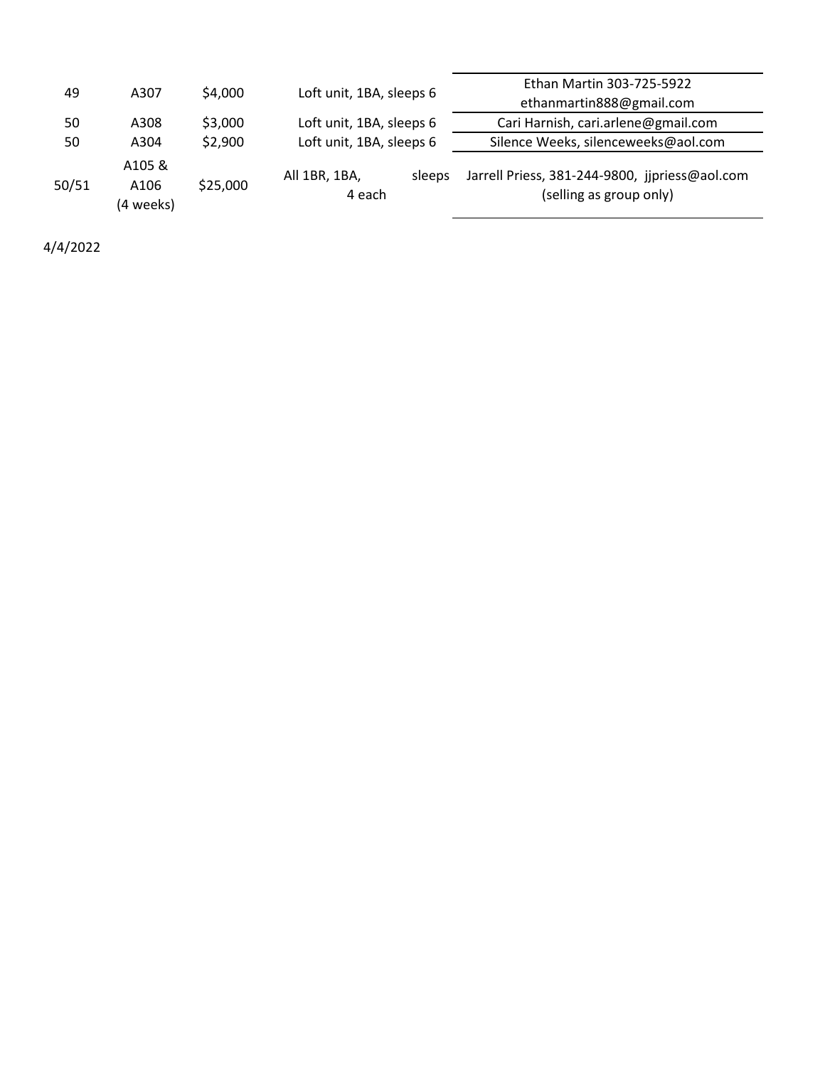| | | | | |
|---|---|---|---|---|
| 49 | A307 | $4,000 | Loft unit, 1BA, sleeps 6 | Ethan Martin 303-725-5922 ethanmartin888@gmail.com |
| 50 | A308 | $3,000 | Loft unit, 1BA, sleeps 6 | Cari Harnish, cari.arlene@gmail.com |
| 50 | A304 | $2,900 | Loft unit, 1BA, sleeps 6 | Silence Weeks, silenceweeks@aol.com |
| 50/51 | A105 & A106 (4 weeks) | $25,000 | All 1BR, 1BA, sleeps 4 each | Jarrell Priess, 381-244-9800, jjpriess@aol.com (selling as group only) |

4/4/2022